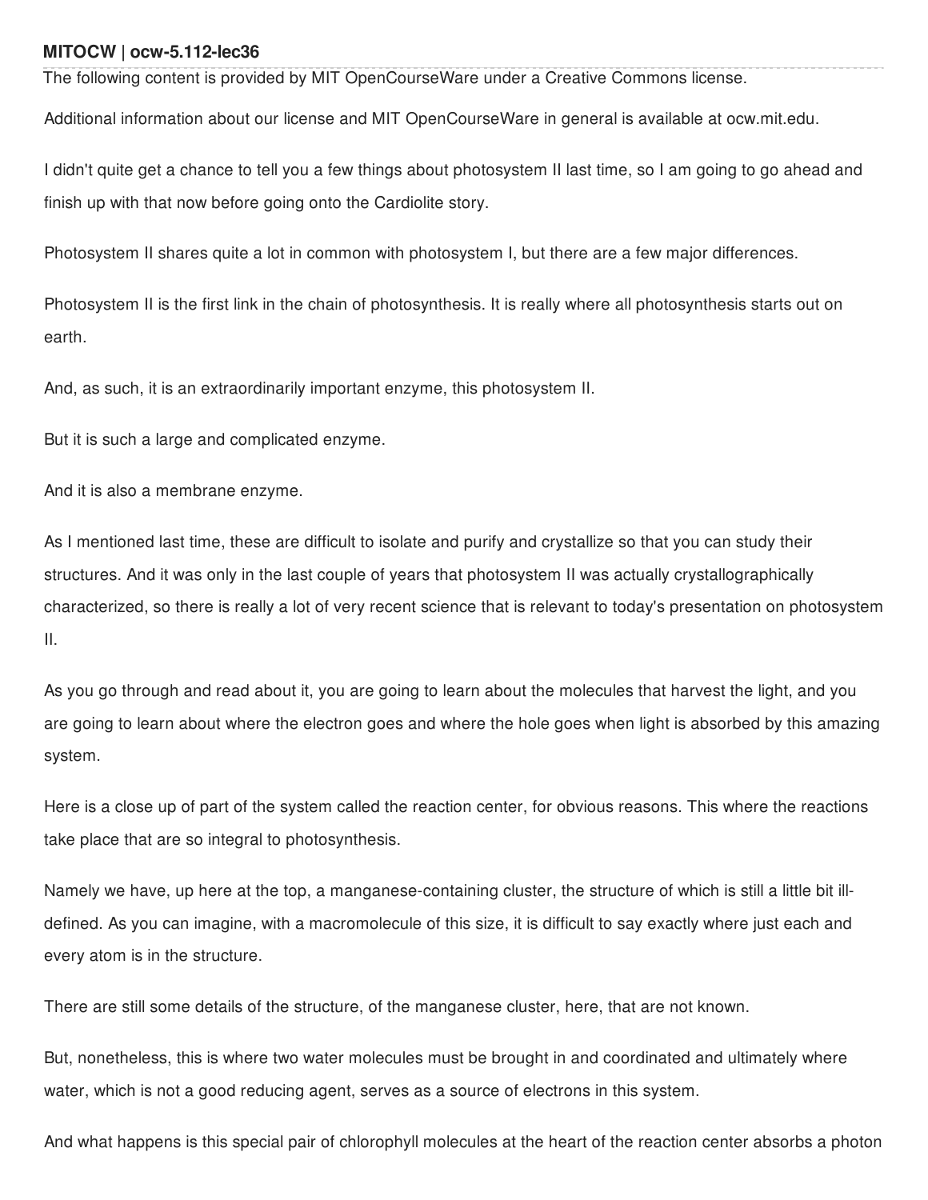**MITOCW | ocw-5.112-lec36**

The following content is provided by MIT OpenCourseWare under a Creative Commons license.

Additional information about our license and MIT OpenCourseWare in general is available at ocw.mit.edu.

I didn't quite get a chance to tell you a few things about photosystem II last time, so I am going to go ahead and finish up with that now before going onto the Cardiolite story.

Photosystem II shares quite a lot in common with photosystem I, but there are a few major differences.

Photosystem II is the first link in the chain of photosynthesis. It is really where all photosynthesis starts out on earth.

And, as such, it is an extraordinarily important enzyme, this photosystem II.

But it is such a large and complicated enzyme.

And it is also a membrane enzyme.

As I mentioned last time, these are difficult to isolate and purify and crystallize so that you can study their structures. And it was only in the last couple of years that photosystem II was actually crystallographically characterized, so there is really a lot of very recent science that is relevant to today's presentation on photosystem II.

As you go through and read about it, you are going to learn about the molecules that harvest the light, and you are going to learn about where the electron goes and where the hole goes when light is absorbed by this amazing system.

Here is a close up of part of the system called the reaction center, for obvious reasons. This where the reactions take place that are so integral to photosynthesis.

Namely we have, up here at the top, a manganese-containing cluster, the structure of which is still a little bit ill-defined. As you can imagine, with a macromolecule of this size, it is difficult to say exactly where just each and every atom is in the structure.

There are still some details of the structure, of the manganese cluster, here, that are not known.

But, nonetheless, this is where two water molecules must be brought in and coordinated and ultimately where water, which is not a good reducing agent, serves as a source of electrons in this system.

And what happens is this special pair of chlorophyll molecules at the heart of the reaction center absorbs a photon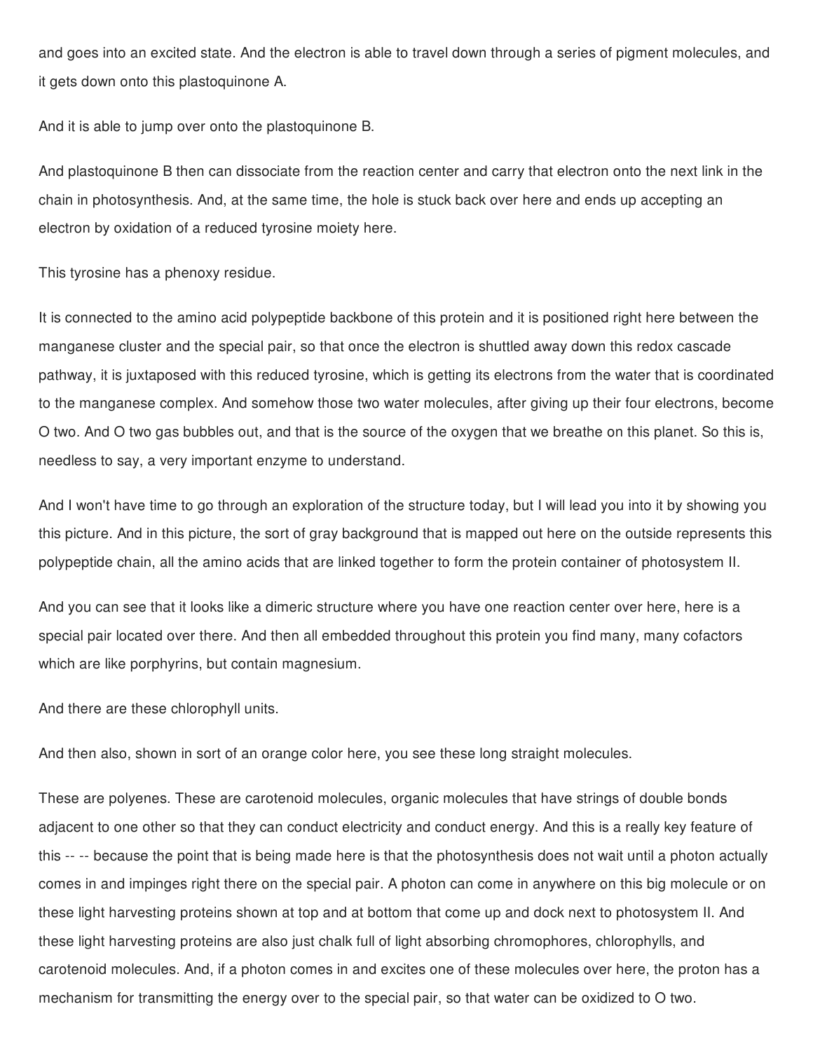and goes into an excited state. And the electron is able to travel down through a series of pigment molecules, and it gets down onto this plastoquinone A.

And it is able to jump over onto the plastoquinone B.

And plastoquinone B then can dissociate from the reaction center and carry that electron onto the next link in the chain in photosynthesis. And, at the same time, the hole is stuck back over here and ends up accepting an electron by oxidation of a reduced tyrosine moiety here.

This tyrosine has a phenoxy residue.

It is connected to the amino acid polypeptide backbone of this protein and it is positioned right here between the manganese cluster and the special pair, so that once the electron is shuttled away down this redox cascade pathway, it is juxtaposed with this reduced tyrosine, which is getting its electrons from the water that is coordinated to the manganese complex. And somehow those two water molecules, after giving up their four electrons, become O two. And O two gas bubbles out, and that is the source of the oxygen that we breathe on this planet. So this is, needless to say, a very important enzyme to understand.

And I won't have time to go through an exploration of the structure today, but I will lead you into it by showing you this picture. And in this picture, the sort of gray background that is mapped out here on the outside represents this polypeptide chain, all the amino acids that are linked together to form the protein container of photosystem II.

And you can see that it looks like a dimeric structure where you have one reaction center over here, here is a special pair located over there. And then all embedded throughout this protein you find many, many cofactors which are like porphyrins, but contain magnesium.

And there are these chlorophyll units.

And then also, shown in sort of an orange color here, you see these long straight molecules.

These are polyenes. These are carotenoid molecules, organic molecules that have strings of double bonds adjacent to one other so that they can conduct electricity and conduct energy. And this is a really key feature of this -- -- because the point that is being made here is that the photosynthesis does not wait until a photon actually comes in and impinges right there on the special pair. A photon can come in anywhere on this big molecule or on these light harvesting proteins shown at top and at bottom that come up and dock next to photosystem II. And these light harvesting proteins are also just chalk full of light absorbing chromophores, chlorophylls, and carotenoid molecules. And, if a photon comes in and excites one of these molecules over here, the proton has a mechanism for transmitting the energy over to the special pair, so that water can be oxidized to O two.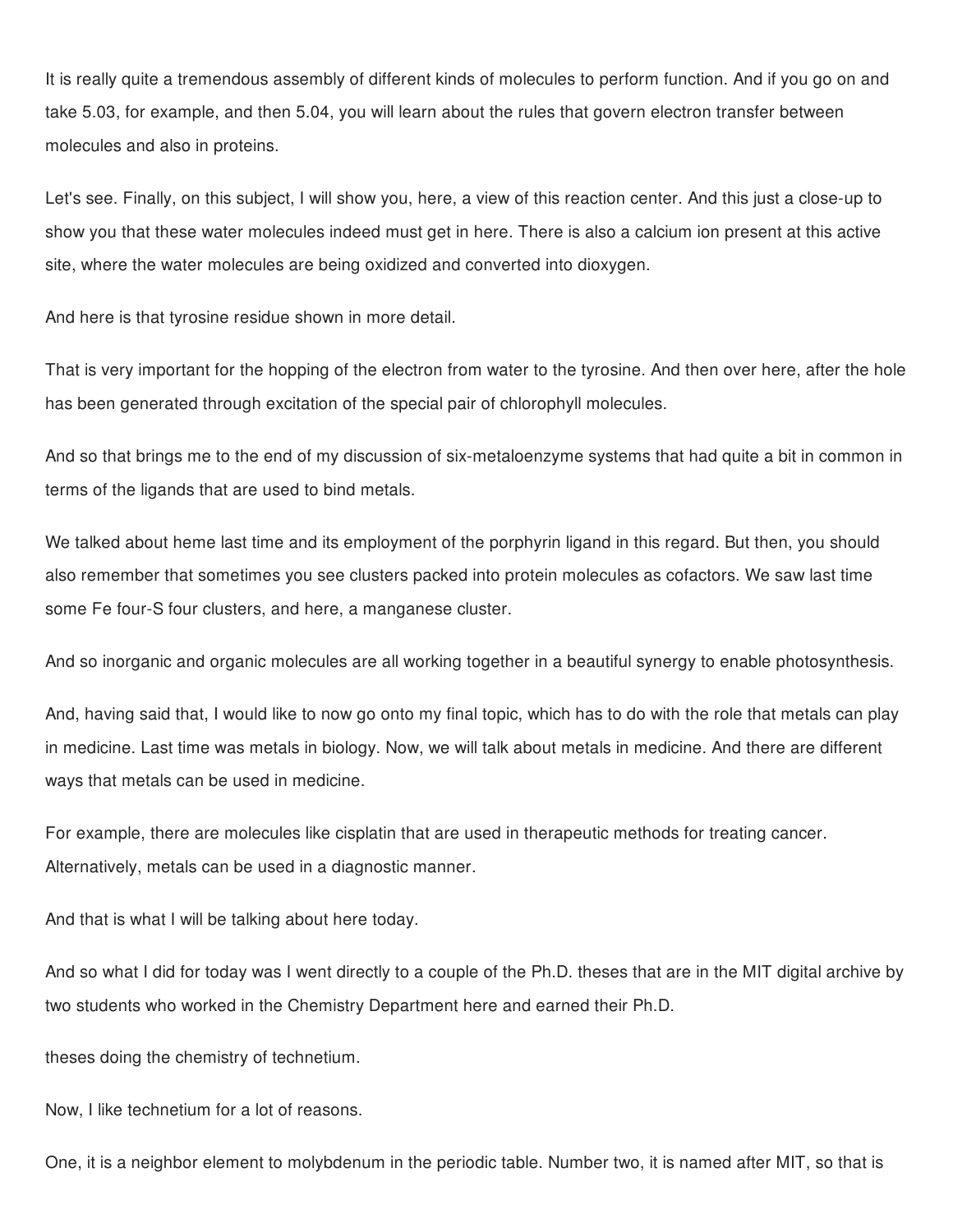It is really quite a tremendous assembly of different kinds of molecules to perform function. And if you go on and take 5.03, for example, and then 5.04, you will learn about the rules that govern electron transfer between molecules and also in proteins.

Let's see. Finally, on this subject, I will show you, here, a view of this reaction center. And this just a close-up to show you that these water molecules indeed must get in here. There is also a calcium ion present at this active site, where the water molecules are being oxidized and converted into dioxygen.

And here is that tyrosine residue shown in more detail.

That is very important for the hopping of the electron from water to the tyrosine. And then over here, after the hole has been generated through excitation of the special pair of chlorophyll molecules.

And so that brings me to the end of my discussion of six-metaloenzyme systems that had quite a bit in common in terms of the ligands that are used to bind metals.

We talked about heme last time and its employment of the porphyrin ligand in this regard. But then, you should also remember that sometimes you see clusters packed into protein molecules as cofactors. We saw last time some Fe four-S four clusters, and here, a manganese cluster.

And so inorganic and organic molecules are all working together in a beautiful synergy to enable photosynthesis.

And, having said that, I would like to now go onto my final topic, which has to do with the role that metals can play in medicine. Last time was metals in biology. Now, we will talk about metals in medicine. And there are different ways that metals can be used in medicine.

For example, there are molecules like cisplatin that are used in therapeutic methods for treating cancer. Alternatively, metals can be used in a diagnostic manner.

And that is what I will be talking about here today.

And so what I did for today was I went directly to a couple of the Ph.D. theses that are in the MIT digital archive by two students who worked in the Chemistry Department here and earned their Ph.D.

theses doing the chemistry of technetium.

Now, I like technetium for a lot of reasons.

One, it is a neighbor element to molybdenum in the periodic table. Number two, it is named after MIT, so that is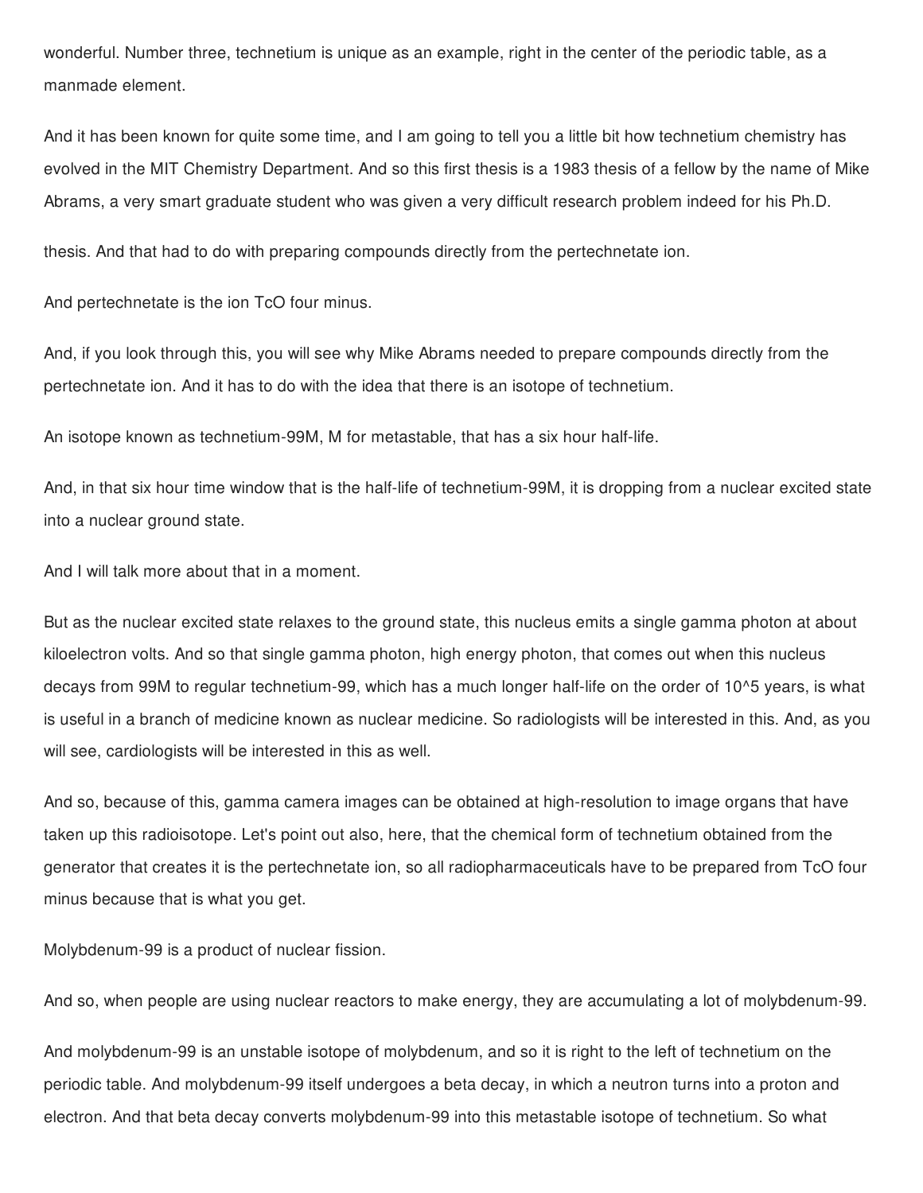wonderful. Number three, technetium is unique as an example, right in the center of the periodic table, as a manmade element.

And it has been known for quite some time, and I am going to tell you a little bit how technetium chemistry has evolved in the MIT Chemistry Department. And so this first thesis is a 1983 thesis of a fellow by the name of Mike Abrams, a very smart graduate student who was given a very difficult research problem indeed for his Ph.D.

thesis. And that had to do with preparing compounds directly from the pertechnetate ion.

And pertechnetate is the ion TcO four minus.

And, if you look through this, you will see why Mike Abrams needed to prepare compounds directly from the pertechnetate ion. And it has to do with the idea that there is an isotope of technetium.

An isotope known as technetium-99M, M for metastable, that has a six hour half-life.

And, in that six hour time window that is the half-life of technetium-99M, it is dropping from a nuclear excited state into a nuclear ground state.

And I will talk more about that in a moment.

But as the nuclear excited state relaxes to the ground state, this nucleus emits a single gamma photon at about kiloelectron volts. And so that single gamma photon, high energy photon, that comes out when this nucleus decays from 99M to regular technetium-99, which has a much longer half-life on the order of $10^5$ years, is what is useful in a branch of medicine known as nuclear medicine. So radiologists will be interested in this. And, as you will see, cardiologists will be interested in this as well.

And so, because of this, gamma camera images can be obtained at high-resolution to image organs that have taken up this radioisotope. Let's point out also, here, that the chemical form of technetium obtained from the generator that creates it is the pertechnetate ion, so all radiopharmaceuticals have to be prepared from TcO four minus because that is what you get.

Molybdenum-99 is a product of nuclear fission.

And so, when people are using nuclear reactors to make energy, they are accumulating a lot of molybdenum-99.

And molybdenum-99 is an unstable isotope of molybdenum, and so it is right to the left of technetium on the periodic table. And molybdenum-99 itself undergoes a beta decay, in which a neutron turns into a proton and electron. And that beta decay converts molybdenum-99 into this metastable isotope of technetium. So what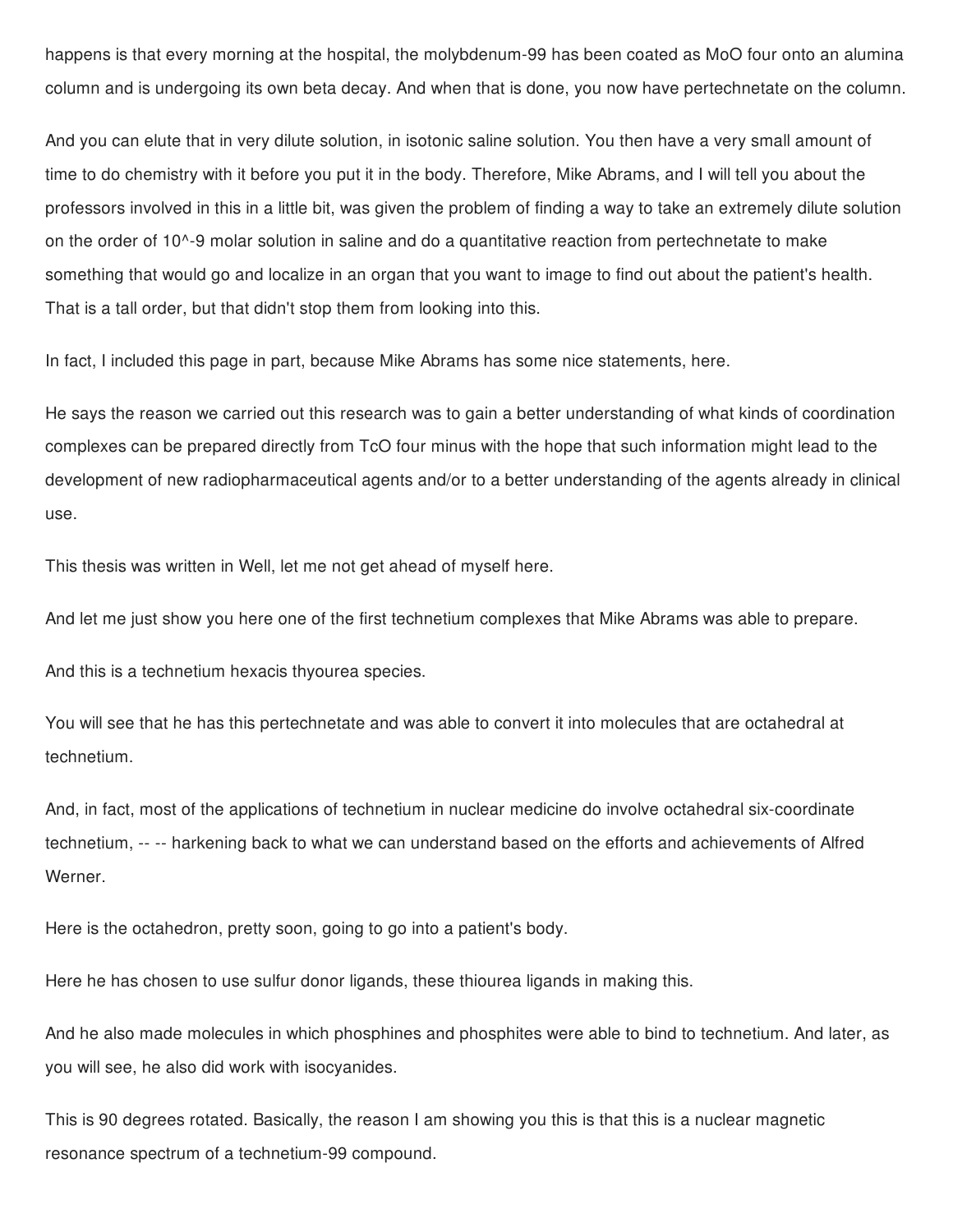happens is that every morning at the hospital, the molybdenum-99 has been coated as MoO four onto an alumina column and is undergoing its own beta decay. And when that is done, you now have pertechnetate on the column.

And you can elute that in very dilute solution, in isotonic saline solution. You then have a very small amount of time to do chemistry with it before you put it in the body. Therefore, Mike Abrams, and I will tell you about the professors involved in this in a little bit, was given the problem of finding a way to take an extremely dilute solution on the order of $10^{-9}$ molar solution in saline and do a quantitative reaction from pertechnetate to make something that would go and localize in an organ that you want to image to find out about the patient's health. That is a tall order, but that didn't stop them from looking into this.

In fact, I included this page in part, because Mike Abrams has some nice statements, here.

He says the reason we carried out this research was to gain a better understanding of what kinds of coordination complexes can be prepared directly from TcO four minus with the hope that such information might lead to the development of new radiopharmaceutical agents and/or to a better understanding of the agents already in clinical use.

This thesis was written in Well, let me not get ahead of myself here.

And let me just show you here one of the first technetium complexes that Mike Abrams was able to prepare.

And this is a technetium hexacis thyourea species.

You will see that he has this pertechnetate and was able to convert it into molecules that are octahedral at technetium.

And, in fact, most of the applications of technetium in nuclear medicine do involve octahedral six-coordinate technetium, -- -- harkening back to what we can understand based on the efforts and achievements of Alfred Werner.

Here is the octahedron, pretty soon, going to go into a patient's body.

Here he has chosen to use sulfur donor ligands, these thiourea ligands in making this.

And he also made molecules in which phosphines and phosphites were able to bind to technetium. And later, as you will see, he also did work with isocyanides.

This is 90 degrees rotated. Basically, the reason I am showing you this is that this is a nuclear magnetic resonance spectrum of a technetium-99 compound.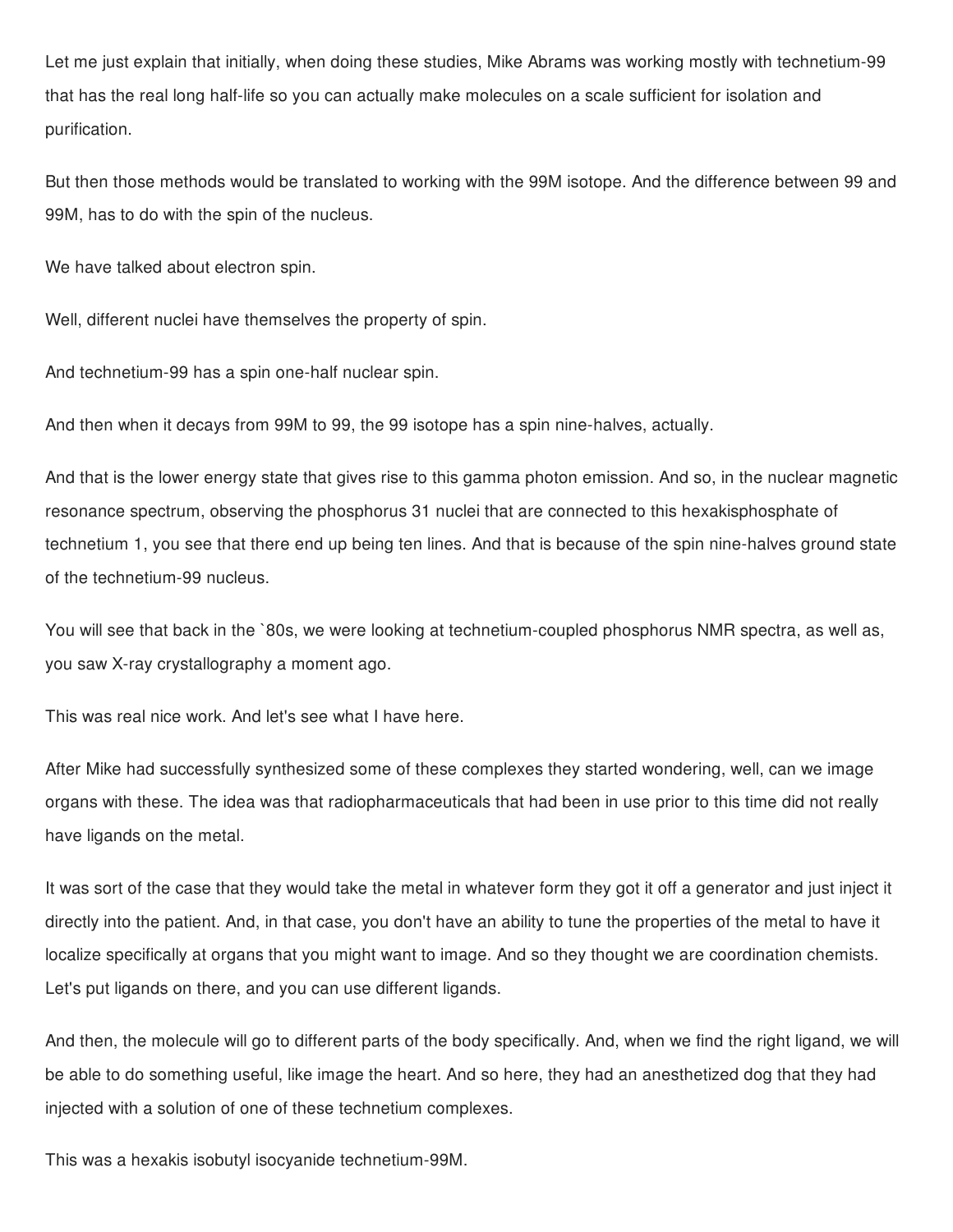Let me just explain that initially, when doing these studies, Mike Abrams was working mostly with technetium-99 that has the real long half-life so you can actually make molecules on a scale sufficient for isolation and purification.

But then those methods would be translated to working with the 99M isotope. And the difference between 99 and 99M, has to do with the spin of the nucleus.

We have talked about electron spin.

Well, different nuclei have themselves the property of spin.

And technetium-99 has a spin one-half nuclear spin.

And then when it decays from 99M to 99, the 99 isotope has a spin nine-halves, actually.

And that is the lower energy state that gives rise to this gamma photon emission. And so, in the nuclear magnetic resonance spectrum, observing the phosphorus 31 nuclei that are connected to this hexakisphosphate of technetium 1, you see that there end up being ten lines. And that is because of the spin nine-halves ground state of the technetium-99 nucleus.

You will see that back in the `80s, we were looking at technetium-coupled phosphorus NMR spectra, as well as, you saw X-ray crystallography a moment ago.

This was real nice work. And let's see what I have here.

After Mike had successfully synthesized some of these complexes they started wondering, well, can we image organs with these. The idea was that radiopharmaceuticals that had been in use prior to this time did not really have ligands on the metal.

It was sort of the case that they would take the metal in whatever form they got it off a generator and just inject it directly into the patient. And, in that case, you don't have an ability to tune the properties of the metal to have it localize specifically at organs that you might want to image. And so they thought we are coordination chemists. Let's put ligands on there, and you can use different ligands.

And then, the molecule will go to different parts of the body specifically. And, when we find the right ligand, we will be able to do something useful, like image the heart. And so here, they had an anesthetized dog that they had injected with a solution of one of these technetium complexes.

This was a hexakis isobutyl isocyanide technetium-99M.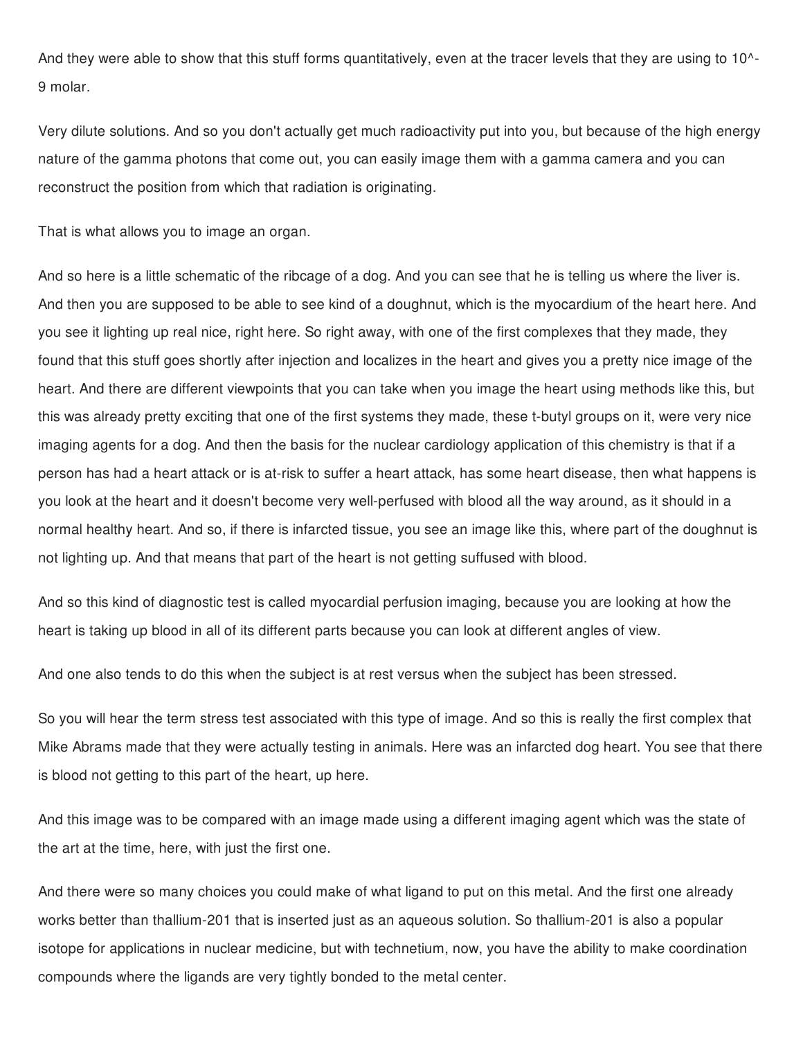And they were able to show that this stuff forms quantitatively, even at the tracer levels that they are using to $10^{-9}$ molar.

Very dilute solutions. And so you don't actually get much radioactivity put into you, but because of the high energy nature of the gamma photons that come out, you can easily image them with a gamma camera and you can reconstruct the position from which that radiation is originating.

That is what allows you to image an organ.

And so here is a little schematic of the ribcage of a dog. And you can see that he is telling us where the liver is. And then you are supposed to be able to see kind of a doughnut, which is the myocardium of the heart here. And you see it lighting up real nice, right here. So right away, with one of the first complexes that they made, they found that this stuff goes shortly after injection and localizes in the heart and gives you a pretty nice image of the heart. And there are different viewpoints that you can take when you image the heart using methods like this, but this was already pretty exciting that one of the first systems they made, these t-butyl groups on it, were very nice imaging agents for a dog. And then the basis for the nuclear cardiology application of this chemistry is that if a person has had a heart attack or is at-risk to suffer a heart attack, has some heart disease, then what happens is you look at the heart and it doesn't become very well-perfused with blood all the way around, as it should in a normal healthy heart. And so, if there is infarcted tissue, you see an image like this, where part of the doughnut is not lighting up. And that means that part of the heart is not getting suffused with blood.

And so this kind of diagnostic test is called myocardial perfusion imaging, because you are looking at how the heart is taking up blood in all of its different parts because you can look at different angles of view.

And one also tends to do this when the subject is at rest versus when the subject has been stressed.

So you will hear the term stress test associated with this type of image. And so this is really the first complex that Mike Abrams made that they were actually testing in animals. Here was an infarcted dog heart. You see that there is blood not getting to this part of the heart, up here.

And this image was to be compared with an image made using a different imaging agent which was the state of the art at the time, here, with just the first one.

And there were so many choices you could make of what ligand to put on this metal. And the first one already works better than thallium-201 that is inserted just as an aqueous solution. So thallium-201 is also a popular isotope for applications in nuclear medicine, but with technetium, now, you have the ability to make coordination compounds where the ligands are very tightly bonded to the metal center.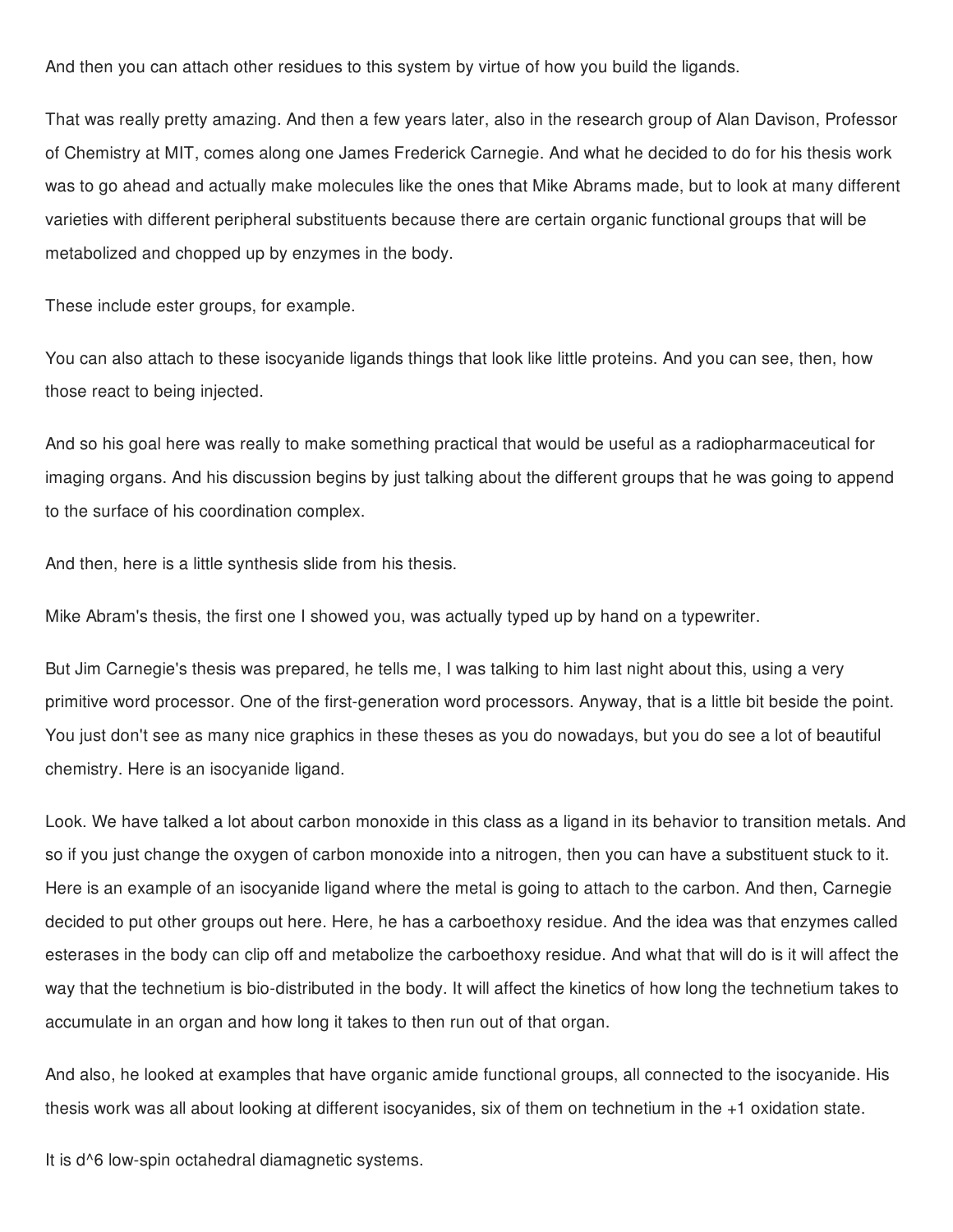And then you can attach other residues to this system by virtue of how you build the ligands.

That was really pretty amazing. And then a few years later, also in the research group of Alan Davison, Professor of Chemistry at MIT, comes along one James Frederick Carnegie. And what he decided to do for his thesis work was to go ahead and actually make molecules like the ones that Mike Abrams made, but to look at many different varieties with different peripheral substituents because there are certain organic functional groups that will be metabolized and chopped up by enzymes in the body.

These include ester groups, for example.

You can also attach to these isocyanide ligands things that look like little proteins. And you can see, then, how those react to being injected.

And so his goal here was really to make something practical that would be useful as a radiopharmaceutical for imaging organs. And his discussion begins by just talking about the different groups that he was going to append to the surface of his coordination complex.

And then, here is a little synthesis slide from his thesis.

Mike Abram's thesis, the first one I showed you, was actually typed up by hand on a typewriter.

But Jim Carnegie's thesis was prepared, he tells me, I was talking to him last night about this, using a very primitive word processor. One of the first-generation word processors. Anyway, that is a little bit beside the point. You just don't see as many nice graphics in these theses as you do nowadays, but you do see a lot of beautiful chemistry. Here is an isocyanide ligand.

Look. We have talked a lot about carbon monoxide in this class as a ligand in its behavior to transition metals. And so if you just change the oxygen of carbon monoxide into a nitrogen, then you can have a substituent stuck to it. Here is an example of an isocyanide ligand where the metal is going to attach to the carbon. And then, Carnegie decided to put other groups out here. Here, he has a carboethoxy residue. And the idea was that enzymes called esterases in the body can clip off and metabolize the carboethoxy residue. And what that will do is it will affect the way that the technetium is bio-distributed in the body. It will affect the kinetics of how long the technetium takes to accumulate in an organ and how long it takes to then run out of that organ.

And also, he looked at examples that have organic amide functional groups, all connected to the isocyanide. His thesis work was all about looking at different isocyanides, six of them on technetium in the +1 oxidation state.

It is $d^6$ low-spin octahedral diamagnetic systems.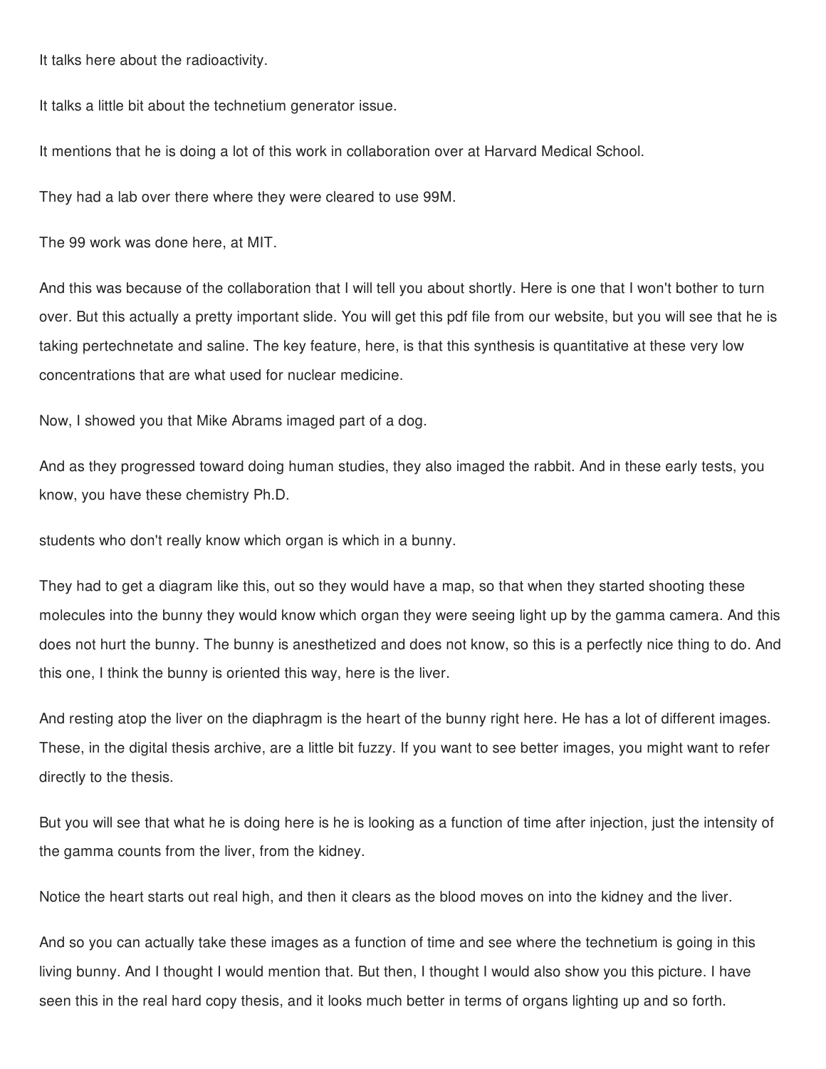It talks here about the radioactivity.

It talks a little bit about the technetium generator issue.

It mentions that he is doing a lot of this work in collaboration over at Harvard Medical School.

They had a lab over there where they were cleared to use 99M.

The 99 work was done here, at MIT.

And this was because of the collaboration that I will tell you about shortly. Here is one that I won't bother to turn over. But this actually a pretty important slide. You will get this pdf file from our website, but you will see that he is taking pertechnetate and saline. The key feature, here, is that this synthesis is quantitative at these very low concentrations that are what used for nuclear medicine.

Now, I showed you that Mike Abrams imaged part of a dog.

And as they progressed toward doing human studies, they also imaged the rabbit. And in these early tests, you know, you have these chemistry Ph.D.

students who don't really know which organ is which in a bunny.

They had to get a diagram like this, out so they would have a map, so that when they started shooting these molecules into the bunny they would know which organ they were seeing light up by the gamma camera. And this does not hurt the bunny. The bunny is anesthetized and does not know, so this is a perfectly nice thing to do. And this one, I think the bunny is oriented this way, here is the liver.

And resting atop the liver on the diaphragm is the heart of the bunny right here. He has a lot of different images. These, in the digital thesis archive, are a little bit fuzzy. If you want to see better images, you might want to refer directly to the thesis.

But you will see that what he is doing here is he is looking as a function of time after injection, just the intensity of the gamma counts from the liver, from the kidney.

Notice the heart starts out real high, and then it clears as the blood moves on into the kidney and the liver.

And so you can actually take these images as a function of time and see where the technetium is going in this living bunny. And I thought I would mention that. But then, I thought I would also show you this picture. I have seen this in the real hard copy thesis, and it looks much better in terms of organs lighting up and so forth.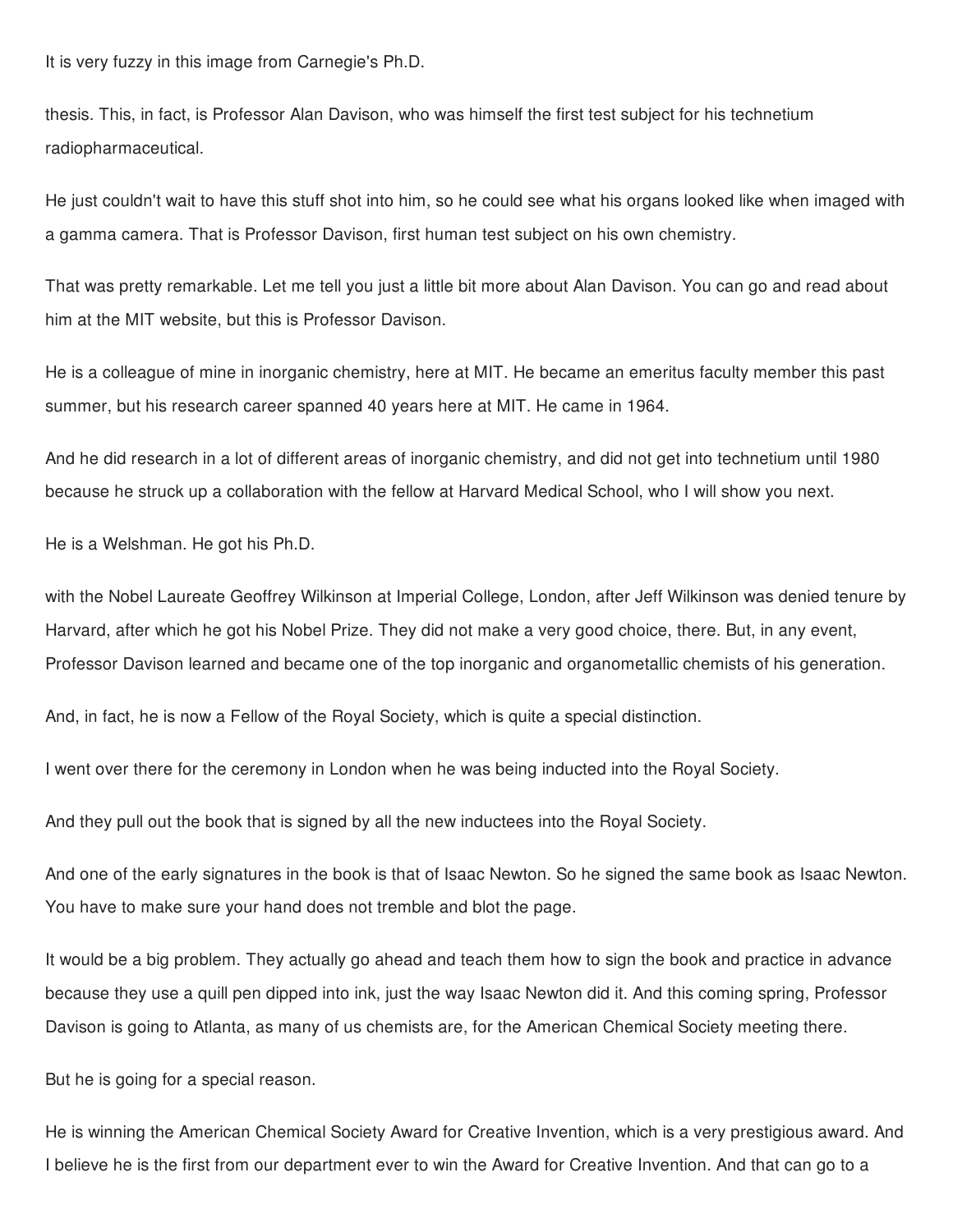It is very fuzzy in this image from Carnegie's Ph.D.

thesis. This, in fact, is Professor Alan Davison, who was himself the first test subject for his technetium radiopharmaceutical.

He just couldn't wait to have this stuff shot into him, so he could see what his organs looked like when imaged with a gamma camera. That is Professor Davison, first human test subject on his own chemistry.

That was pretty remarkable. Let me tell you just a little bit more about Alan Davison. You can go and read about him at the MIT website, but this is Professor Davison.

He is a colleague of mine in inorganic chemistry, here at MIT. He became an emeritus faculty member this past summer, but his research career spanned 40 years here at MIT. He came in 1964.

And he did research in a lot of different areas of inorganic chemistry, and did not get into technetium until 1980 because he struck up a collaboration with the fellow at Harvard Medical School, who I will show you next.

He is a Welshman. He got his Ph.D.

with the Nobel Laureate Geoffrey Wilkinson at Imperial College, London, after Jeff Wilkinson was denied tenure by Harvard, after which he got his Nobel Prize. They did not make a very good choice, there. But, in any event, Professor Davison learned and became one of the top inorganic and organometallic chemists of his generation.

And, in fact, he is now a Fellow of the Royal Society, which is quite a special distinction.

I went over there for the ceremony in London when he was being inducted into the Royal Society.

And they pull out the book that is signed by all the new inductees into the Royal Society.

And one of the early signatures in the book is that of Isaac Newton. So he signed the same book as Isaac Newton. You have to make sure your hand does not tremble and blot the page.

It would be a big problem. They actually go ahead and teach them how to sign the book and practice in advance because they use a quill pen dipped into ink, just the way Isaac Newton did it. And this coming spring, Professor Davison is going to Atlanta, as many of us chemists are, for the American Chemical Society meeting there.

But he is going for a special reason.

He is winning the American Chemical Society Award for Creative Invention, which is a very prestigious award. And I believe he is the first from our department ever to win the Award for Creative Invention. And that can go to a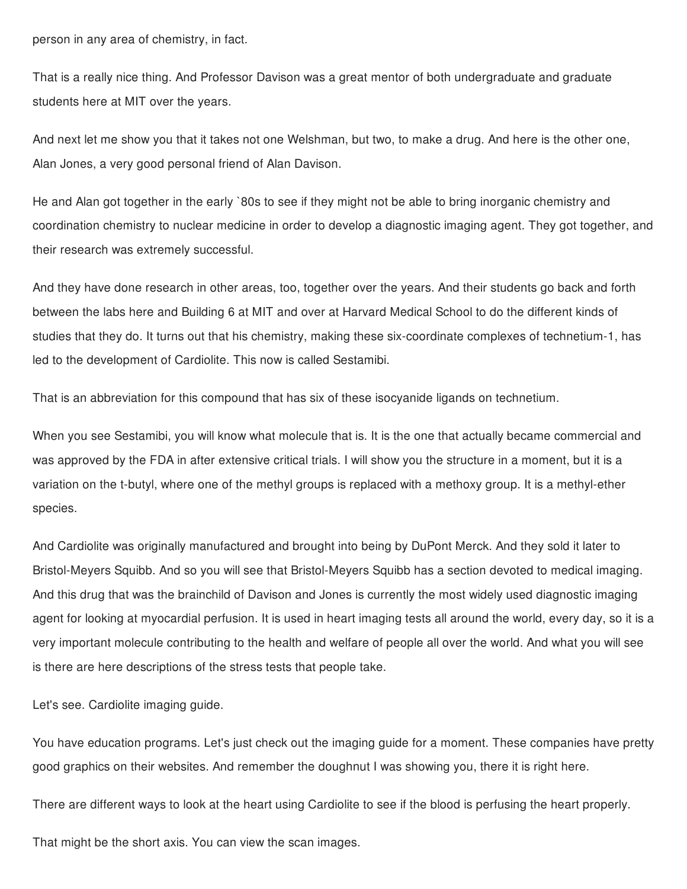person in any area of chemistry, in fact.

That is a really nice thing. And Professor Davison was a great mentor of both undergraduate and graduate students here at MIT over the years.

And next let me show you that it takes not one Welshman, but two, to make a drug. And here is the other one, Alan Jones, a very good personal friend of Alan Davison.

He and Alan got together in the early `80s to see if they might not be able to bring inorganic chemistry and coordination chemistry to nuclear medicine in order to develop a diagnostic imaging agent. They got together, and their research was extremely successful.

And they have done research in other areas, too, together over the years. And their students go back and forth between the labs here and Building 6 at MIT and over at Harvard Medical School to do the different kinds of studies that they do. It turns out that his chemistry, making these six-coordinate complexes of technetium-1, has led to the development of Cardiolite. This now is called Sestamibi.

That is an abbreviation for this compound that has six of these isocyanide ligands on technetium.

When you see Sestamibi, you will know what molecule that is. It is the one that actually became commercial and was approved by the FDA in after extensive critical trials. I will show you the structure in a moment, but it is a variation on the t-butyl, where one of the methyl groups is replaced with a methoxy group. It is a methyl-ether species.

And Cardiolite was originally manufactured and brought into being by DuPont Merck. And they sold it later to Bristol-Meyers Squibb. And so you will see that Bristol-Meyers Squibb has a section devoted to medical imaging. And this drug that was the brainchild of Davison and Jones is currently the most widely used diagnostic imaging agent for looking at myocardial perfusion. It is used in heart imaging tests all around the world, every day, so it is a very important molecule contributing to the health and welfare of people all over the world. And what you will see is there are here descriptions of the stress tests that people take.

Let's see. Cardiolite imaging guide.

You have education programs. Let's just check out the imaging guide for a moment. These companies have pretty good graphics on their websites. And remember the doughnut I was showing you, there it is right here.

There are different ways to look at the heart using Cardiolite to see if the blood is perfusing the heart properly.

That might be the short axis. You can view the scan images.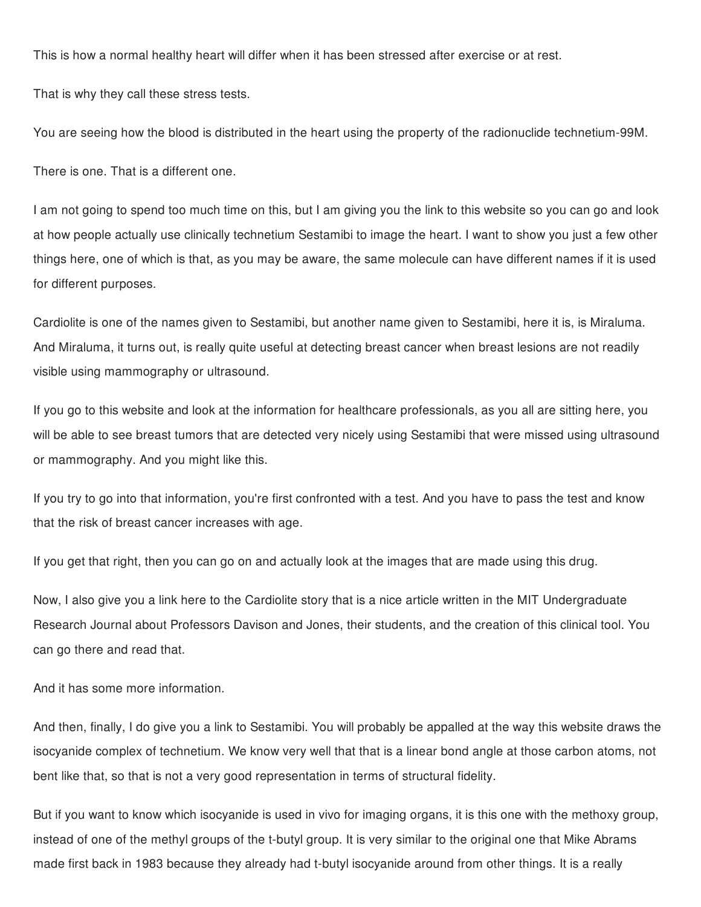This is how a normal healthy heart will differ when it has been stressed after exercise or at rest.

That is why they call these stress tests.

You are seeing how the blood is distributed in the heart using the property of the radionuclide technetium-99M.

There is one. That is a different one.

I am not going to spend too much time on this, but I am giving you the link to this website so you can go and look at how people actually use clinically technetium Sestamibi to image the heart. I want to show you just a few other things here, one of which is that, as you may be aware, the same molecule can have different names if it is used for different purposes.

Cardiolite is one of the names given to Sestamibi, but another name given to Sestamibi, here it is, is Miraluma. And Miraluma, it turns out, is really quite useful at detecting breast cancer when breast lesions are not readily visible using mammography or ultrasound.

If you go to this website and look at the information for healthcare professionals, as you all are sitting here, you will be able to see breast tumors that are detected very nicely using Sestamibi that were missed using ultrasound or mammography. And you might like this.

If you try to go into that information, you're first confronted with a test. And you have to pass the test and know that the risk of breast cancer increases with age.

If you get that right, then you can go on and actually look at the images that are made using this drug.

Now, I also give you a link here to the Cardiolite story that is a nice article written in the MIT Undergraduate Research Journal about Professors Davison and Jones, their students, and the creation of this clinical tool. You can go there and read that.

And it has some more information.

And then, finally, I do give you a link to Sestamibi. You will probably be appalled at the way this website draws the isocyanide complex of technetium. We know very well that that is a linear bond angle at those carbon atoms, not bent like that, so that is not a very good representation in terms of structural fidelity.

But if you want to know which isocyanide is used in vivo for imaging organs, it is this one with the methoxy group, instead of one of the methyl groups of the t-butyl group. It is very similar to the original one that Mike Abrams made first back in 1983 because they already had t-butyl isocyanide around from other things. It is a really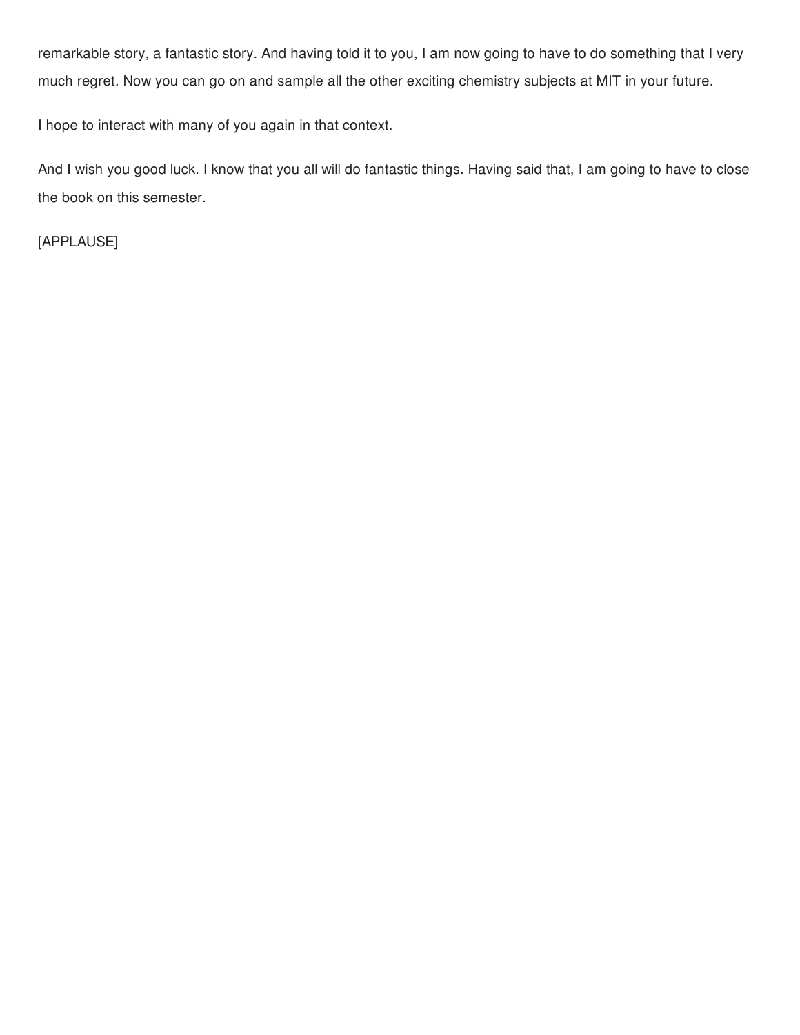remarkable story, a fantastic story. And having told it to you, I am now going to have to do something that I very much regret. Now you can go on and sample all the other exciting chemistry subjects at MIT in your future.

I hope to interact with many of you again in that context.

And I wish you good luck. I know that you all will do fantastic things. Having said that, I am going to have to close the book on this semester.

[APPLAUSE]